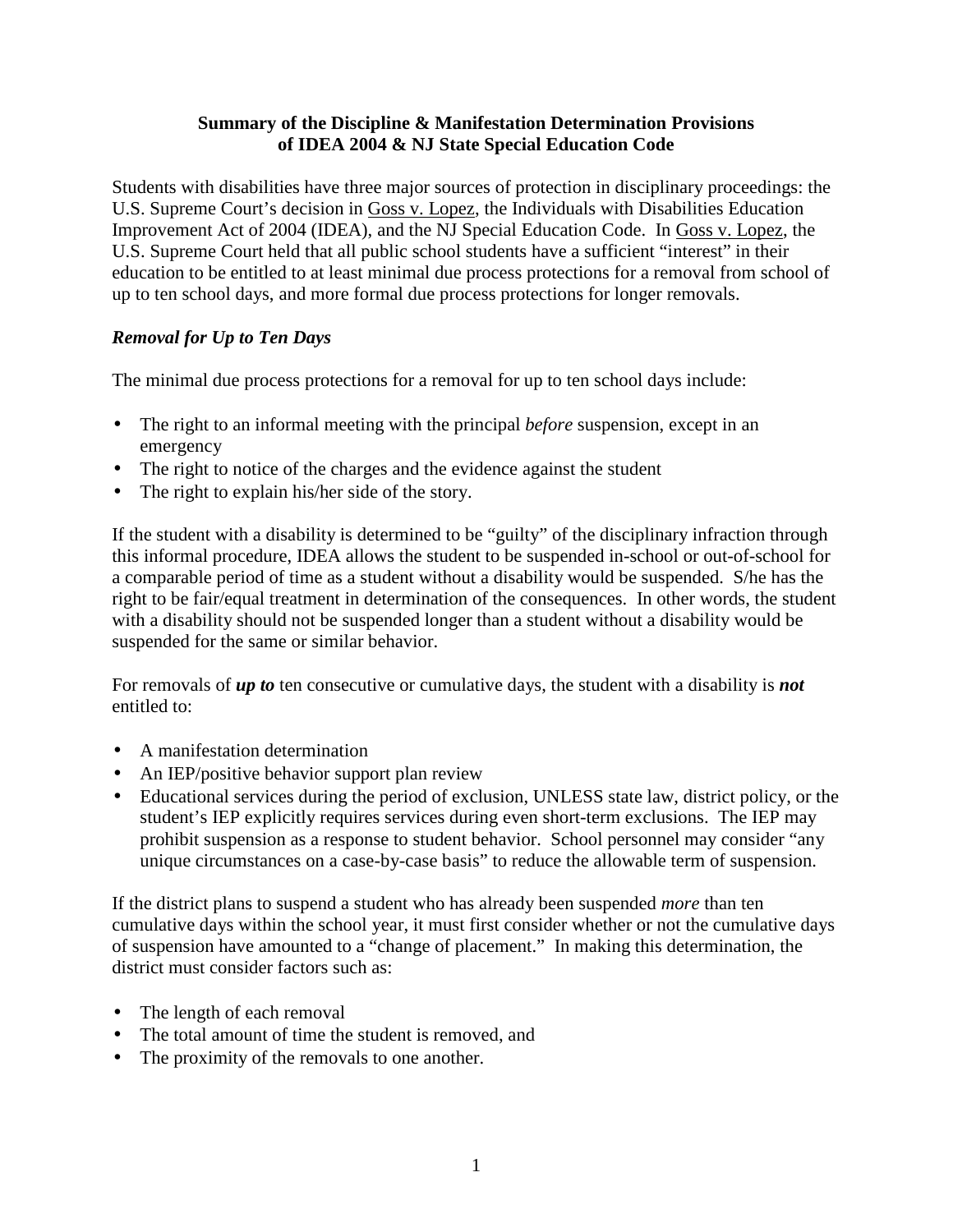**Summary of the Discipline & Manifestation Determination Provisions of IDEA 2004 & NJ State Special Education Code**

Students with disabilities have three major sources of protection in disciplinary proceedings: the U.S. Supreme Court's decision in Goss v. Lopez, the Individuals with Disabilities Education Improvement Act of 2004 (IDEA), and the NJ Special Education Code. In Goss v. Lopez, the U.S. Supreme Court held that all public school students have a sufficient "interest" in their education to be entitled to at least minimal due process protections for a removal from school of up to ten school days, and more formal due process protections for longer removals.

***Removal for Up to Ten Days***

The minimal due process protections for a removal for up to ten school days include:

- The right to an informal meeting with the principal *before* suspension, except in an emergency
- The right to notice of the charges and the evidence against the student
- The right to explain his/her side of the story.

If the student with a disability is determined to be "guilty" of the disciplinary infraction through this informal procedure, IDEA allows the student to be suspended in-school or out-of-school for a comparable period of time as a student without a disability would be suspended. S/he has the right to be fair/equal treatment in determination of the consequences. In other words, the student with a disability should not be suspended longer than a student without a disability would be suspended for the same or similar behavior.

For removals of ***up to*** ten consecutive or cumulative days, the student with a disability is ***not*** entitled to:

- A manifestation determination
- An IEP/positive behavior support plan review
- Educational services during the period of exclusion, UNLESS state law, district policy, or the student's IEP explicitly requires services during even short-term exclusions. The IEP may prohibit suspension as a response to student behavior. School personnel may consider "any unique circumstances on a case-by-case basis" to reduce the allowable term of suspension.

If the district plans to suspend a student who has already been suspended *more* than ten cumulative days within the school year, it must first consider whether or not the cumulative days of suspension have amounted to a "change of placement." In making this determination, the district must consider factors such as:

- The length of each removal
- The total amount of time the student is removed, and
- The proximity of the removals to one another.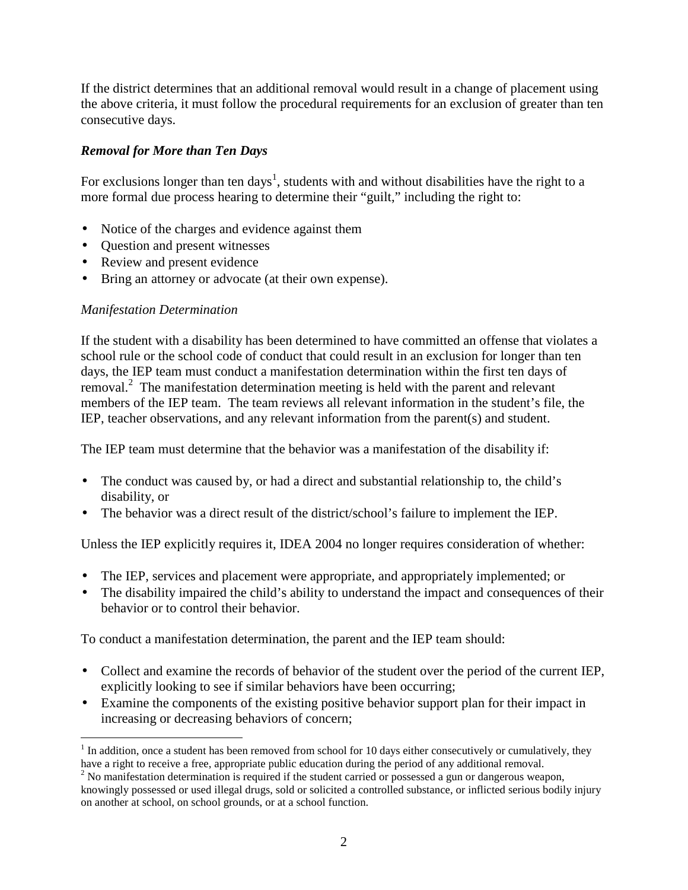If the district determines that an additional removal would result in a change of placement using the above criteria, it must follow the procedural requirements for an exclusion of greater than ten consecutive days.

### ***Removal for More than Ten Days***

For exclusions longer than ten days[1], students with and without disabilities have the right to a more formal due process hearing to determine their "guilt," including the right to:

- Notice of the charges and evidence against them
- Question and present witnesses
- Review and present evidence
- Bring an attorney or advocate (at their own expense).

#### *Manifestation Determination*

If the student with a disability has been determined to have committed an offense that violates a school rule or the school code of conduct that could result in an exclusion for longer than ten days, the IEP team must conduct a manifestation determination within the first ten days of removal.[2] The manifestation determination meeting is held with the parent and relevant members of the IEP team. The team reviews all relevant information in the student's file, the IEP, teacher observations, and any relevant information from the parent(s) and student.

The IEP team must determine that the behavior was a manifestation of the disability if:

- The conduct was caused by, or had a direct and substantial relationship to, the child's disability, or
- The behavior was a direct result of the district/school's failure to implement the IEP.

Unless the IEP explicitly requires it, IDEA 2004 no longer requires consideration of whether:

- The IEP, services and placement were appropriate, and appropriately implemented; or
- The disability impaired the child's ability to understand the impact and consequences of their behavior or to control their behavior.

To conduct a manifestation determination, the parent and the IEP team should:

- Collect and examine the records of behavior of the student over the period of the current IEP, explicitly looking to see if similar behaviors have been occurring;
- Examine the components of the existing positive behavior support plan for their impact in increasing or decreasing behaviors of concern;

---

[1] In addition, once a student has been removed from school for 10 days either consecutively or cumulatively, they have a right to receive a free, appropriate public education during the period of any additional removal.

[2] No manifestation determination is required if the student carried or possessed a gun or dangerous weapon, knowingly possessed or used illegal drugs, sold or solicited a controlled substance, or inflicted serious bodily injury on another at school, on school grounds, or at a school function.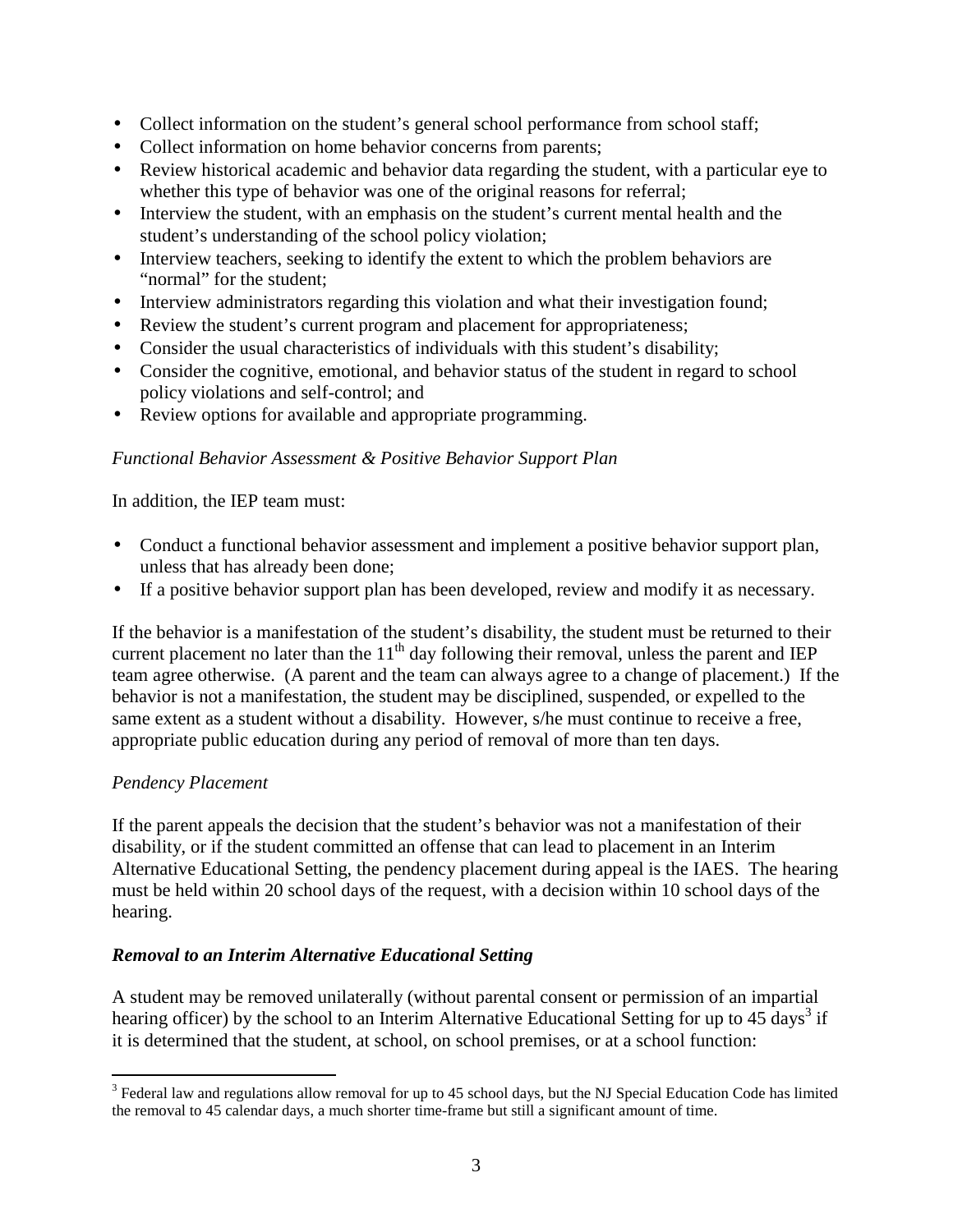- Collect information on the student's general school performance from school staff;
- Collect information on home behavior concerns from parents;
- Review historical academic and behavior data regarding the student, with a particular eye to whether this type of behavior was one of the original reasons for referral;
- Interview the student, with an emphasis on the student's current mental health and the student's understanding of the school policy violation;
- Interview teachers, seeking to identify the extent to which the problem behaviors are "normal" for the student;
- Interview administrators regarding this violation and what their investigation found;
- Review the student's current program and placement for appropriateness;
- Consider the usual characteristics of individuals with this student's disability;
- Consider the cognitive, emotional, and behavior status of the student in regard to school policy violations and self-control; and
- Review options for available and appropriate programming.

*Functional Behavior Assessment & Positive Behavior Support Plan*

In addition, the IEP team must:

- Conduct a functional behavior assessment and implement a positive behavior support plan, unless that has already been done;
- If a positive behavior support plan has been developed, review and modify it as necessary.

If the behavior is a manifestation of the student's disability, the student must be returned to their current placement no later than the 11th day following their removal, unless the parent and IEP team agree otherwise. (A parent and the team can always agree to a change of placement.) If the behavior is not a manifestation, the student may be disciplined, suspended, or expelled to the same extent as a student without a disability. However, s/he must continue to receive a free, appropriate public education during any period of removal of more than ten days.

*Pendency Placement*

If the parent appeals the decision that the student's behavior was not a manifestation of their disability, or if the student committed an offense that can lead to placement in an Interim Alternative Educational Setting, the pendency placement during appeal is the IAES. The hearing must be held within 20 school days of the request, with a decision within 10 school days of the hearing.

***Removal to an Interim Alternative Educational Setting***

A student may be removed unilaterally (without parental consent or permission of an impartial hearing officer) by the school to an Interim Alternative Educational Setting for up to 45 days[3] if it is determined that the student, at school, on school premises, or at a school function:

[3] Federal law and regulations allow removal for up to 45 school days, but the NJ Special Education Code has limited the removal to 45 calendar days, a much shorter time-frame but still a significant amount of time.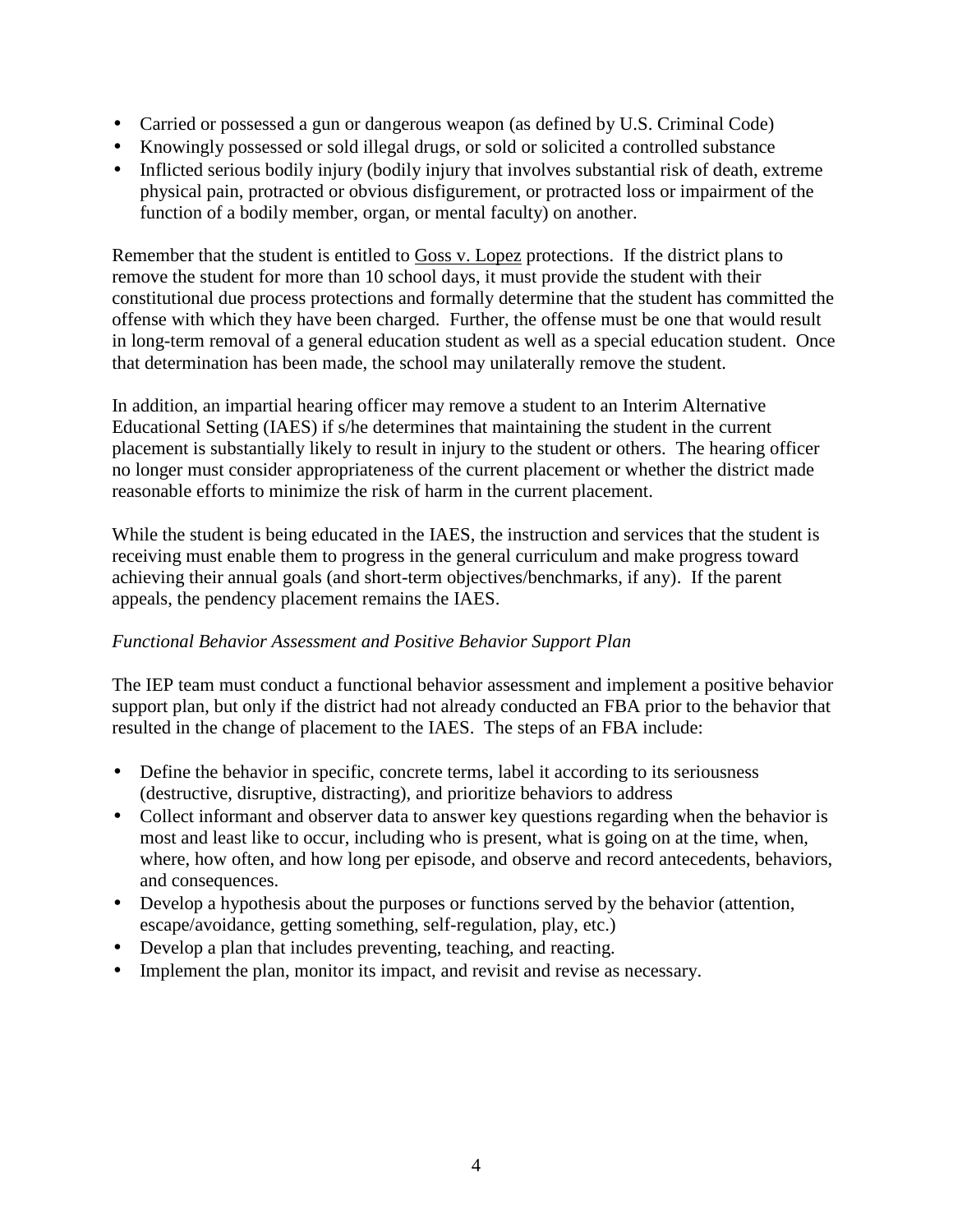- Carried or possessed a gun or dangerous weapon (as defined by U.S. Criminal Code)
- Knowingly possessed or sold illegal drugs, or sold or solicited a controlled substance
- Inflicted serious bodily injury (bodily injury that involves substantial risk of death, extreme physical pain, protracted or obvious disfigurement, or protracted loss or impairment of the function of a bodily member, organ, or mental faculty) on another.

Remember that the student is entitled to Goss v. Lopez protections. If the district plans to remove the student for more than 10 school days, it must provide the student with their constitutional due process protections and formally determine that the student has committed the offense with which they have been charged. Further, the offense must be one that would result in long-term removal of a general education student as well as a special education student. Once that determination has been made, the school may unilaterally remove the student.

In addition, an impartial hearing officer may remove a student to an Interim Alternative Educational Setting (IAES) if s/he determines that maintaining the student in the current placement is substantially likely to result in injury to the student or others. The hearing officer no longer must consider appropriateness of the current placement or whether the district made reasonable efforts to minimize the risk of harm in the current placement.

While the student is being educated in the IAES, the instruction and services that the student is receiving must enable them to progress in the general curriculum and make progress toward achieving their annual goals (and short-term objectives/benchmarks, if any). If the parent appeals, the pendency placement remains the IAES.

*Functional Behavior Assessment and Positive Behavior Support Plan*

The IEP team must conduct a functional behavior assessment and implement a positive behavior support plan, but only if the district had not already conducted an FBA prior to the behavior that resulted in the change of placement to the IAES. The steps of an FBA include:

- Define the behavior in specific, concrete terms, label it according to its seriousness (destructive, disruptive, distracting), and prioritize behaviors to address
- Collect informant and observer data to answer key questions regarding when the behavior is most and least like to occur, including who is present, what is going on at the time, when, where, how often, and how long per episode, and observe and record antecedents, behaviors, and consequences.
- Develop a hypothesis about the purposes or functions served by the behavior (attention, escape/avoidance, getting something, self-regulation, play, etc.)
- Develop a plan that includes preventing, teaching, and reacting.
- Implement the plan, monitor its impact, and revisit and revise as necessary.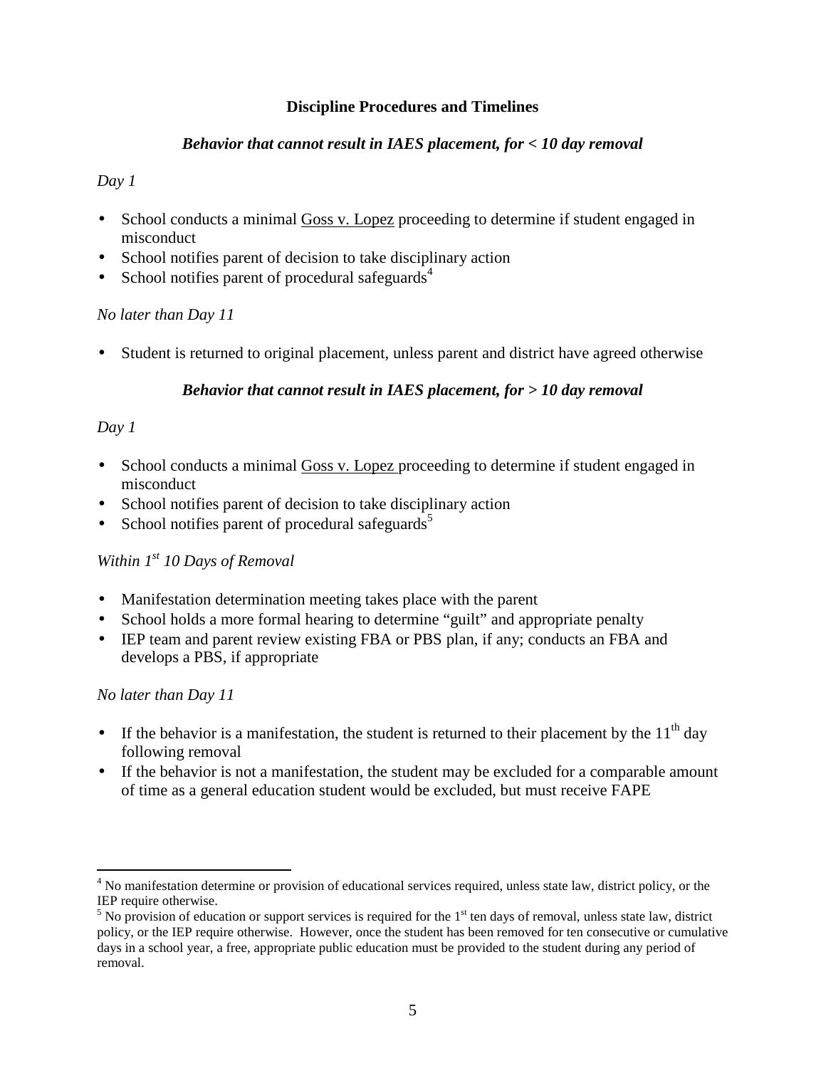## Discipline Procedures and Timelines

### *Behavior that cannot result in IAES placement, for < 10 day removal*

*Day 1*

- School conducts a minimal Goss v. Lopez proceeding to determine if student engaged in misconduct
- School notifies parent of decision to take disciplinary action
- School notifies parent of procedural safeguards[4]

*No later than Day 11*

- Student is returned to original placement, unless parent and district have agreed otherwise

### *Behavior that cannot result in IAES placement, for > 10 day removal*

*Day 1*

- School conducts a minimal Goss v. Lopez proceeding to determine if student engaged in misconduct
- School notifies parent of decision to take disciplinary action
- School notifies parent of procedural safeguards[5]

*Within 1st 10 Days of Removal*

- Manifestation determination meeting takes place with the parent
- School holds a more formal hearing to determine "guilt" and appropriate penalty
- IEP team and parent review existing FBA or PBS plan, if any; conducts an FBA and develops a PBS, if appropriate

*No later than Day 11*

- If the behavior is a manifestation, the student is returned to their placement by the 11th day following removal
- If the behavior is not a manifestation, the student may be excluded for a comparable amount of time as a general education student would be excluded, but must receive FAPE

---

[4] No manifestation determine or provision of educational services required, unless state law, district policy, or the IEP require otherwise.

[5] No provision of education or support services is required for the 1st ten days of removal, unless state law, district policy, or the IEP require otherwise. However, once the student has been removed for ten consecutive or cumulative days in a school year, a free, appropriate public education must be provided to the student during any period of removal.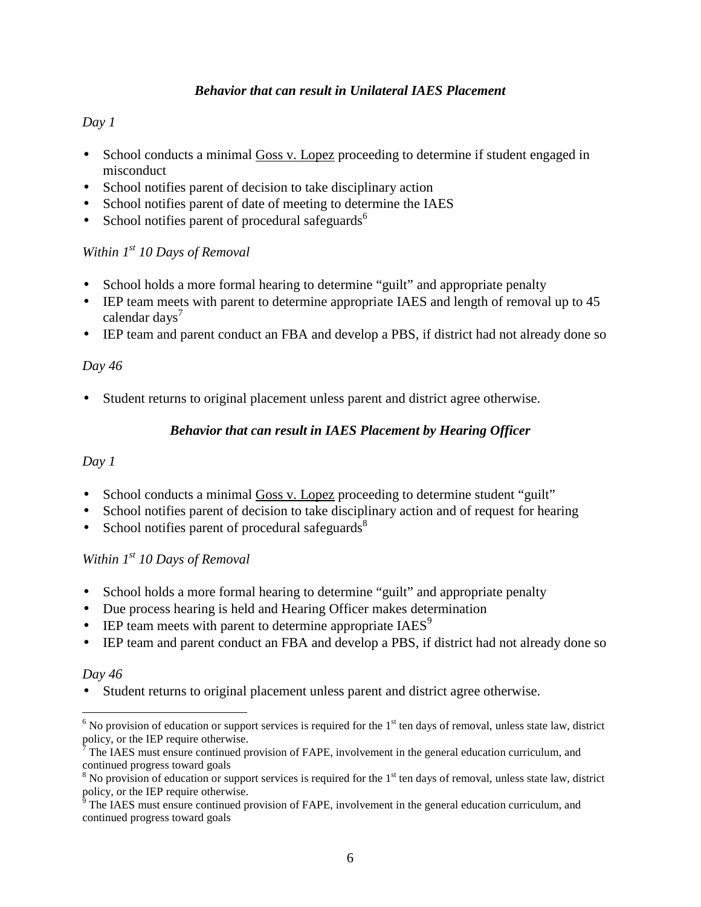### ***Behavior that can result in Unilateral IAES Placement***

*Day 1*

- School conducts a minimal Goss v. Lopez proceeding to determine if student engaged in misconduct
- School notifies parent of decision to take disciplinary action
- School notifies parent of date of meeting to determine the IAES
- School notifies parent of procedural safeguards[6]

*Within 1st 10 Days of Removal*

- School holds a more formal hearing to determine "guilt" and appropriate penalty
- IEP team meets with parent to determine appropriate IAES and length of removal up to 45 calendar days[7]
- IEP team and parent conduct an FBA and develop a PBS, if district had not already done so

*Day 46*

- Student returns to original placement unless parent and district agree otherwise.

### ***Behavior that can result in IAES Placement by Hearing Officer***

*Day 1*

- School conducts a minimal Goss v. Lopez proceeding to determine student "guilt"
- School notifies parent of decision to take disciplinary action and of request for hearing
- School notifies parent of procedural safeguards[8]

*Within 1st 10 Days of Removal*

- School holds a more formal hearing to determine "guilt" and appropriate penalty
- Due process hearing is held and Hearing Officer makes determination
- IEP team meets with parent to determine appropriate IAES[9]
- IEP team and parent conduct an FBA and develop a PBS, if district had not already done so

*Day 46*

- Student returns to original placement unless parent and district agree otherwise.

---

[6] No provision of education or support services is required for the 1st ten days of removal, unless state law, district policy, or the IEP require otherwise.

[7] The IAES must ensure continued provision of FAPE, involvement in the general education curriculum, and continued progress toward goals

[8] No provision of education or support services is required for the 1st ten days of removal, unless state law, district policy, or the IEP require otherwise.

[9] The IAES must ensure continued provision of FAPE, involvement in the general education curriculum, and continued progress toward goals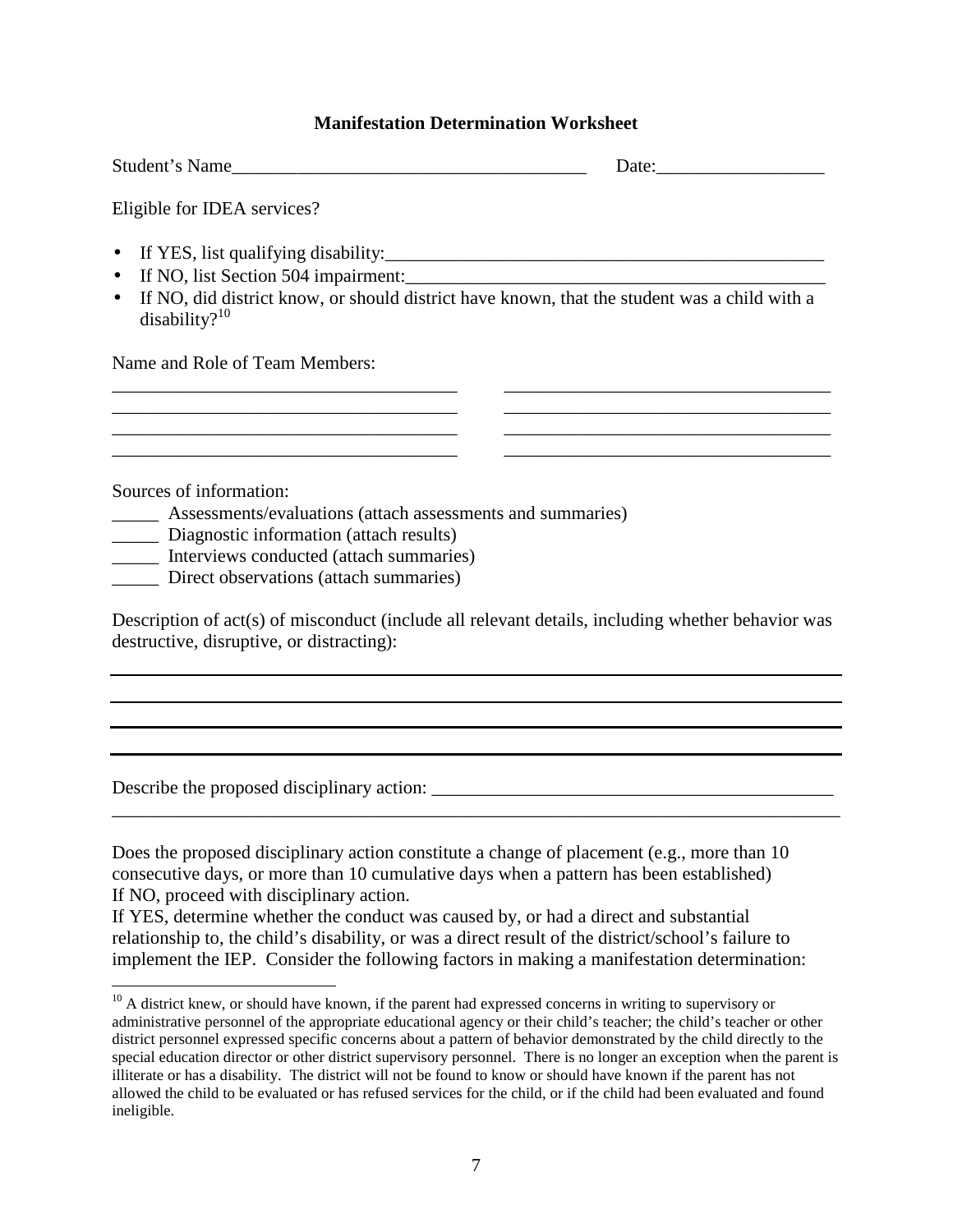### Manifestation Determination Worksheet

Student's Name______________________________________ Date:__________________

Eligible for IDEA services?

- If YES, list qualifying disability:_______________________________________________
- If NO, list Section 504 impairment:______________________________________________
- If NO, did district know, or should district have known, that the student was a child with a disability?[10]

Name and Role of Team Members:

_____________________________________ ___________________________________
_____________________________________ ___________________________________
_____________________________________ ___________________________________
_____________________________________ ___________________________________

Sources of information:

_____ Assessments/evaluations (attach assessments and summaries)
_____ Diagnostic information (attach results)
_____ Interviews conducted (attach summaries)
_____ Direct observations (attach summaries)

Description of act(s) of misconduct (include all relevant details, including whether behavior was destructive, disruptive, or distracting):

______________________________________________________________________________
______________________________________________________________________________
______________________________________________________________________________
______________________________________________________________________________

Describe the proposed disciplinary action: ____________________________________________
______________________________________________________________________________

Does the proposed disciplinary action constitute a change of placement (e.g., more than 10 consecutive days, or more than 10 cumulative days when a pattern has been established)
If NO, proceed with disciplinary action.
If YES, determine whether the conduct was caused by, or had a direct and substantial relationship to, the child's disability, or was a direct result of the district/school's failure to implement the IEP. Consider the following factors in making a manifestation determination:

---

[10] A district knew, or should have known, if the parent had expressed concerns in writing to supervisory or administrative personnel of the appropriate educational agency or their child's teacher; the child's teacher or other district personnel expressed specific concerns about a pattern of behavior demonstrated by the child directly to the special education director or other district supervisory personnel. There is no longer an exception when the parent is illiterate or has a disability. The district will not be found to know or should have known if the parent has not allowed the child to be evaluated or has refused services for the child, or if the child had been evaluated and found ineligible.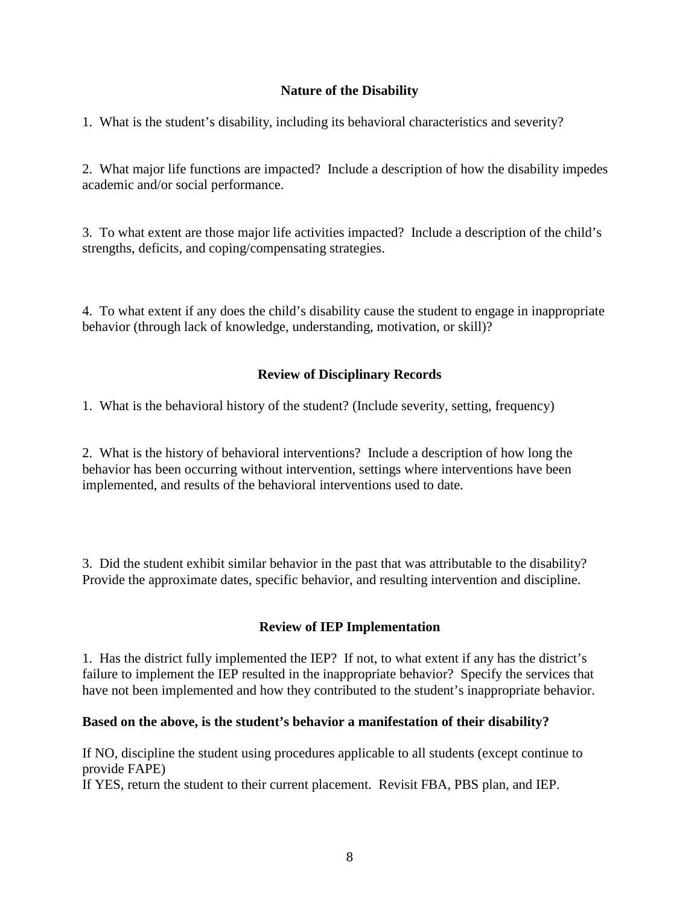## Nature of the Disability

1. What is the student's disability, including its behavioral characteristics and severity?

2. What major life functions are impacted? Include a description of how the disability impedes academic and/or social performance.

3. To what extent are those major life activities impacted? Include a description of the child's strengths, deficits, and coping/compensating strategies.

4. To what extent if any does the child's disability cause the student to engage in inappropriate behavior (through lack of knowledge, understanding, motivation, or skill)?

## Review of Disciplinary Records

1. What is the behavioral history of the student? (Include severity, setting, frequency)

2. What is the history of behavioral interventions? Include a description of how long the behavior has been occurring without intervention, settings where interventions have been implemented, and results of the behavioral interventions used to date.

3. Did the student exhibit similar behavior in the past that was attributable to the disability? Provide the approximate dates, specific behavior, and resulting intervention and discipline.

## Review of IEP Implementation

1. Has the district fully implemented the IEP? If not, to what extent if any has the district's failure to implement the IEP resulted in the inappropriate behavior? Specify the services that have not been implemented and how they contributed to the student's inappropriate behavior.

**Based on the above, is the student's behavior a manifestation of their disability?**

If NO, discipline the student using procedures applicable to all students (except continue to provide FAPE)
If YES, return the student to their current placement. Revisit FBA, PBS plan, and IEP.